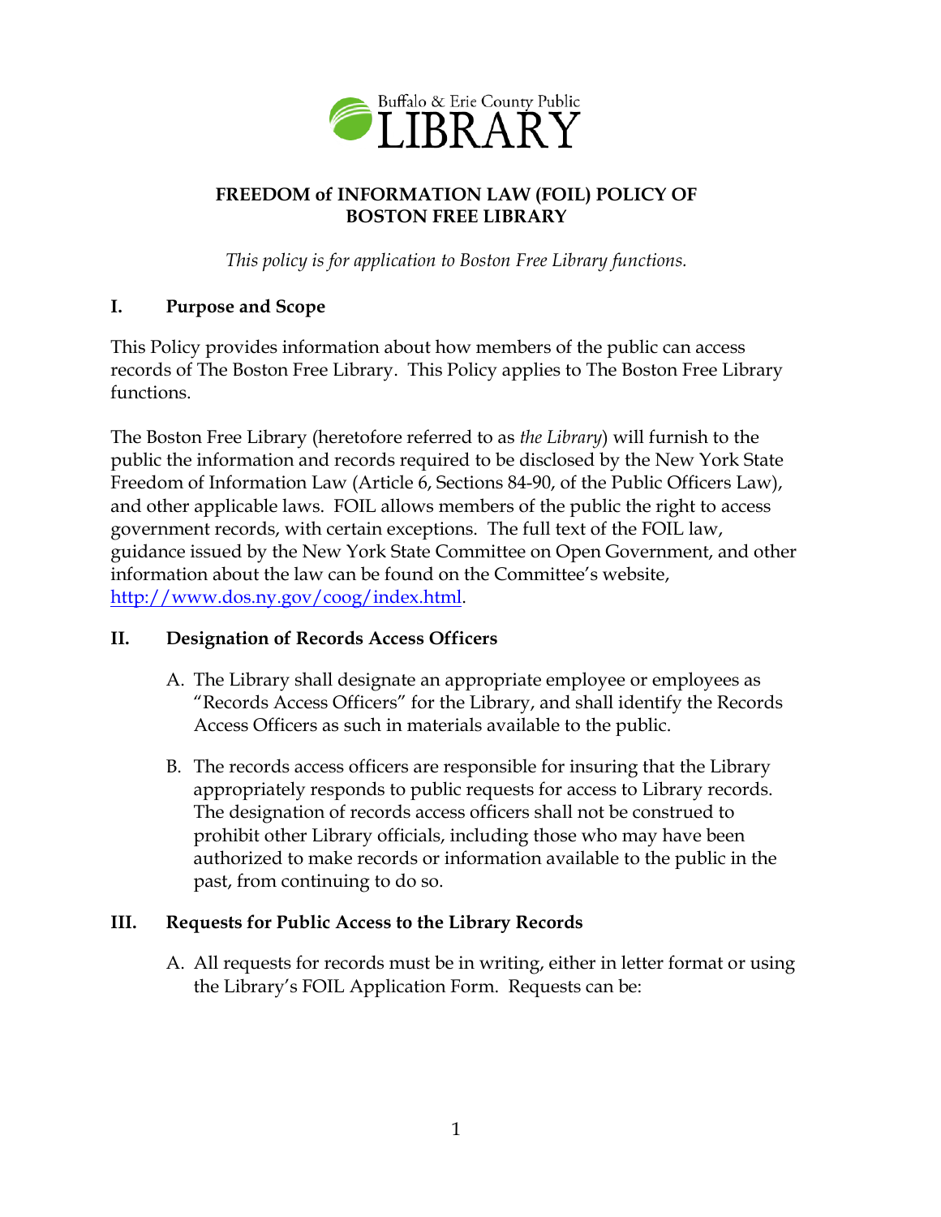Buffalo & Erie County Public LIBRARY

# FREEDOM of INFORMATION LAW (FOIL) POLICY OF BOSTON FREE LIBRARY

*This policy is for application to Boston Free Library functions.*

## I. Purpose and Scope

This Policy provides information about how members of the public can access records of The Boston Free Library. This Policy applies to The Boston Free Library functions.

The Boston Free Library (heretofore referred to as *the Library*) will furnish to the public the information and records required to be disclosed by the New York State Freedom of Information Law (Article 6, Sections 84-90, of the Public Officers Law), and other applicable laws. FOIL allows members of the public the right to access government records, with certain exceptions. The full text of the FOIL law, guidance issued by the New York State Committee on Open Government, and other information about the law can be found on the Committee's website, http://www.dos.ny.gov/coog/index.html.

## II. Designation of Records Access Officers

A. The Library shall designate an appropriate employee or employees as "Records Access Officers" for the Library, and shall identify the Records Access Officers as such in materials available to the public.

B. The records access officers are responsible for insuring that the Library appropriately responds to public requests for access to Library records. The designation of records access officers shall not be construed to prohibit other Library officials, including those who may have been authorized to make records or information available to the public in the past, from continuing to do so.

## III. Requests for Public Access to the Library Records

A. All requests for records must be in writing, either in letter format or using the Library's FOIL Application Form. Requests can be: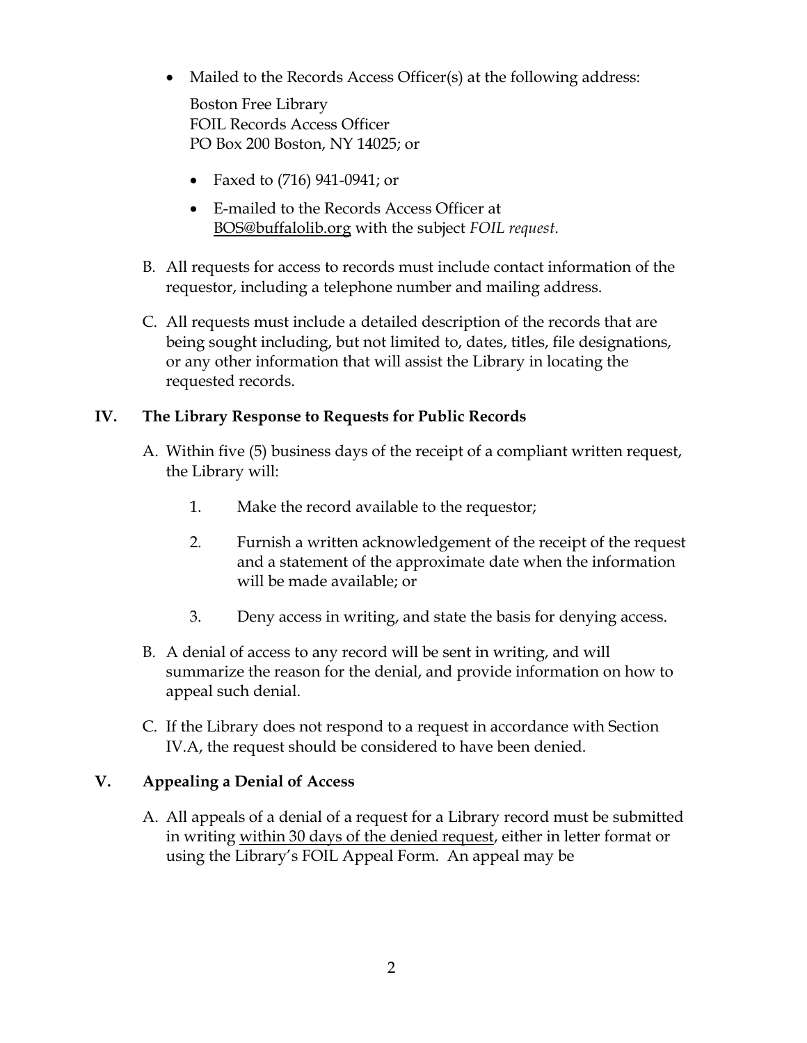- Mailed to the Records Access Officer(s) at the following address:

  Boston Free Library
  FOIL Records Access Officer
  PO Box 200 Boston, NY 14025; or

  - Faxed to (716) 941-0941; or
  - E-mailed to the Records Access Officer at BOS@buffalolib.org with the subject *FOIL request*.

B. All requests for access to records must include contact information of the requestor, including a telephone number and mailing address.

C. All requests must include a detailed description of the records that are being sought including, but not limited to, dates, titles, file designations, or any other information that will assist the Library in locating the requested records.

## IV. The Library Response to Requests for Public Records

A. Within five (5) business days of the receipt of a compliant written request, the Library will:

1. Make the record available to the requestor;
2. Furnish a written acknowledgement of the receipt of the request and a statement of the approximate date when the information will be made available; or
3. Deny access in writing, and state the basis for denying access.

B. A denial of access to any record will be sent in writing, and will summarize the reason for the denial, and provide information on how to appeal such denial.

C. If the Library does not respond to a request in accordance with Section IV.A, the request should be considered to have been denied.

## V. Appealing a Denial of Access

A. All appeals of a denial of a request for a Library record must be submitted in writing <u>within 30 days of the denied request</u>, either in letter format or using the Library's FOIL Appeal Form. An appeal may be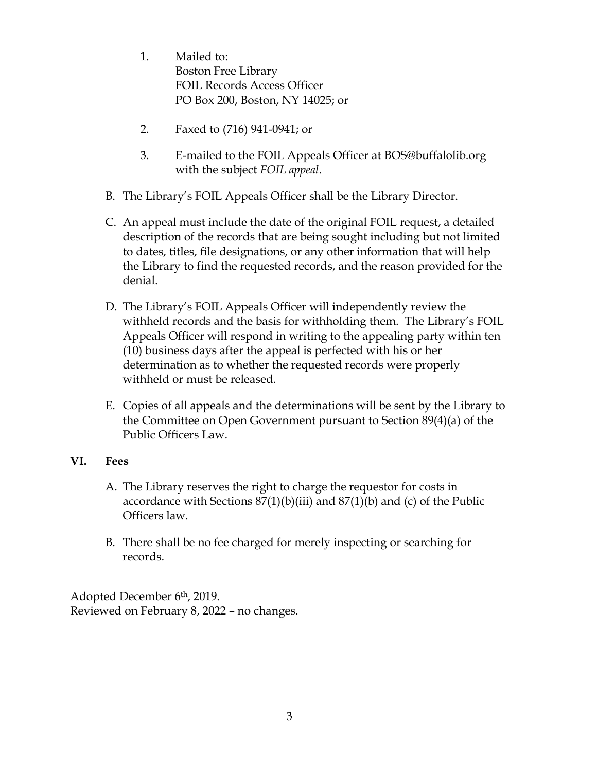1. Mailed to:
   Boston Free Library
   FOIL Records Access Officer
   PO Box 200, Boston, NY 14025; or

2. Faxed to (716) 941-0941; or

3. E-mailed to the FOIL Appeals Officer at BOS@buffalolib.org with the subject *FOIL appeal*.

B. The Library's FOIL Appeals Officer shall be the Library Director.

C. An appeal must include the date of the original FOIL request, a detailed description of the records that are being sought including but not limited to dates, titles, file designations, or any other information that will help the Library to find the requested records, and the reason provided for the denial.

D. The Library's FOIL Appeals Officer will independently review the withheld records and the basis for withholding them. The Library's FOIL Appeals Officer will respond in writing to the appealing party within ten (10) business days after the appeal is perfected with his or her determination as to whether the requested records were properly withheld or must be released.

E. Copies of all appeals and the determinations will be sent by the Library to the Committee on Open Government pursuant to Section 89(4)(a) of the Public Officers Law.

## VI. Fees

A. The Library reserves the right to charge the requestor for costs in accordance with Sections 87(1)(b)(iii) and 87(1)(b) and (c) of the Public Officers law.

B. There shall be no fee charged for merely inspecting or searching for records.

Adopted December 6th, 2019.
Reviewed on February 8, 2022 – no changes.